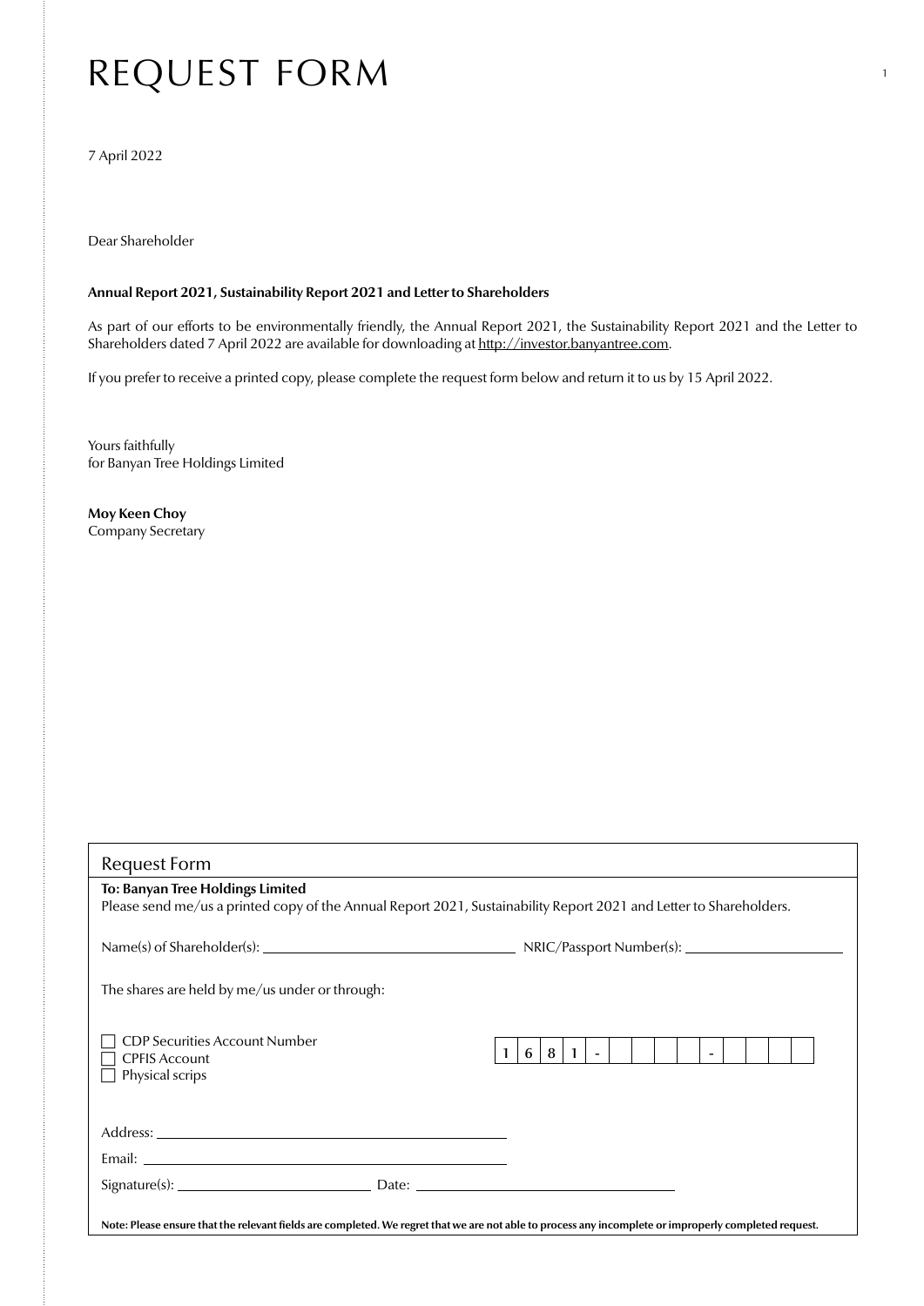// Title
# REQUEST FORM

7 April 2022

Dear Shareholder

**Annual Report 2021, Sustainability Report 2021 and Letter to Shareholders**

As part of our efforts to be environmentally friendly, the Annual Report 2021, the Sustainability Report 2021 and the Letter to Shareholders dated 7 April 2022 are available for downloading at http://investor.banyantree.com.

If you prefer to receive a printed copy, please complete the request form below and return it to us by 15 April 2022.

Yours faithfully
for Banyan Tree Holdings Limited

**Moy Keen Choy**
Company Secretary

## Request Form

**To: Banyan Tree Holdings Limited**
Please send me/us a printed copy of the Annual Report 2021, Sustainability Report 2021 and Letter to Shareholders.

Name(s) of Shareholder(s): ______________________ NRIC/Passport Number(s): ______________________

The shares are held by me/us under or through:

- ☐ CDP Securities Account Number
- ☐ CPFIS Account
- ☐ Physical scrips

| 1 | 6 | 8 | 1 | - | | | | | | - | | | | |
|---|---|---|---|---|---|---|---|---|---|---|---|---|---|---|

Address: ______________________

Email: ______________________

Signature(s): ______________________ Date: ______________________

**Note: Please ensure that the relevant fields are completed. We regret that we are not able to process any incomplete or improperly completed request.**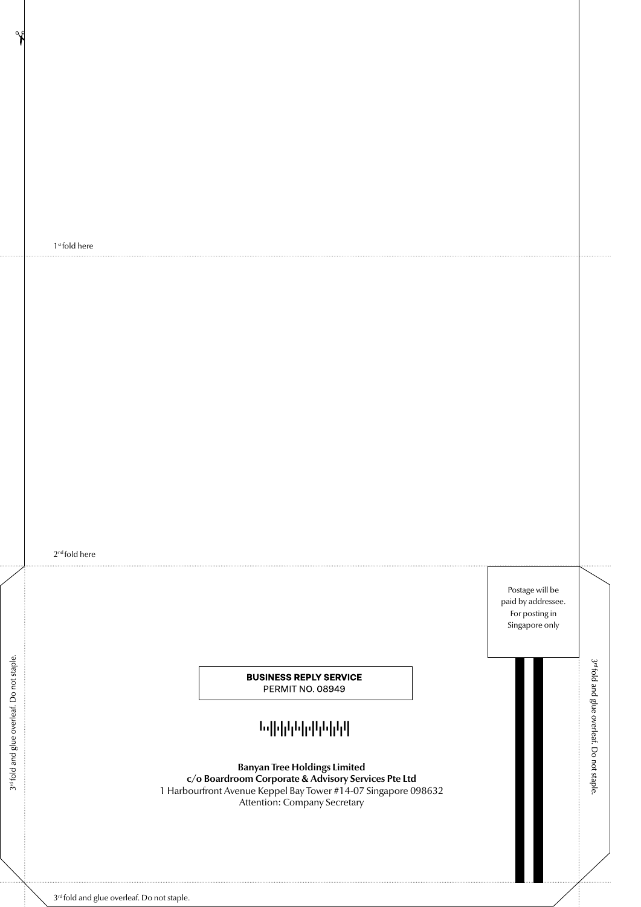1st fold here

2nd fold here

3rd fold and glue overleaf. Do not staple.

Postage will be paid by addressee. For posting in Singapore only

3rd fold and glue overleaf. Do not staple.

**BUSINESS REPLY SERVICE**
PERMIT NO. 08949

**Banyan Tree Holdings Limited**
**c/o Boardroom Corporate & Advisory Services Pte Ltd**
1 Harbourfront Avenue Keppel Bay Tower #14-07 Singapore 098632
Attention: Company Secretary

3rd fold and glue overleaf. Do not staple.